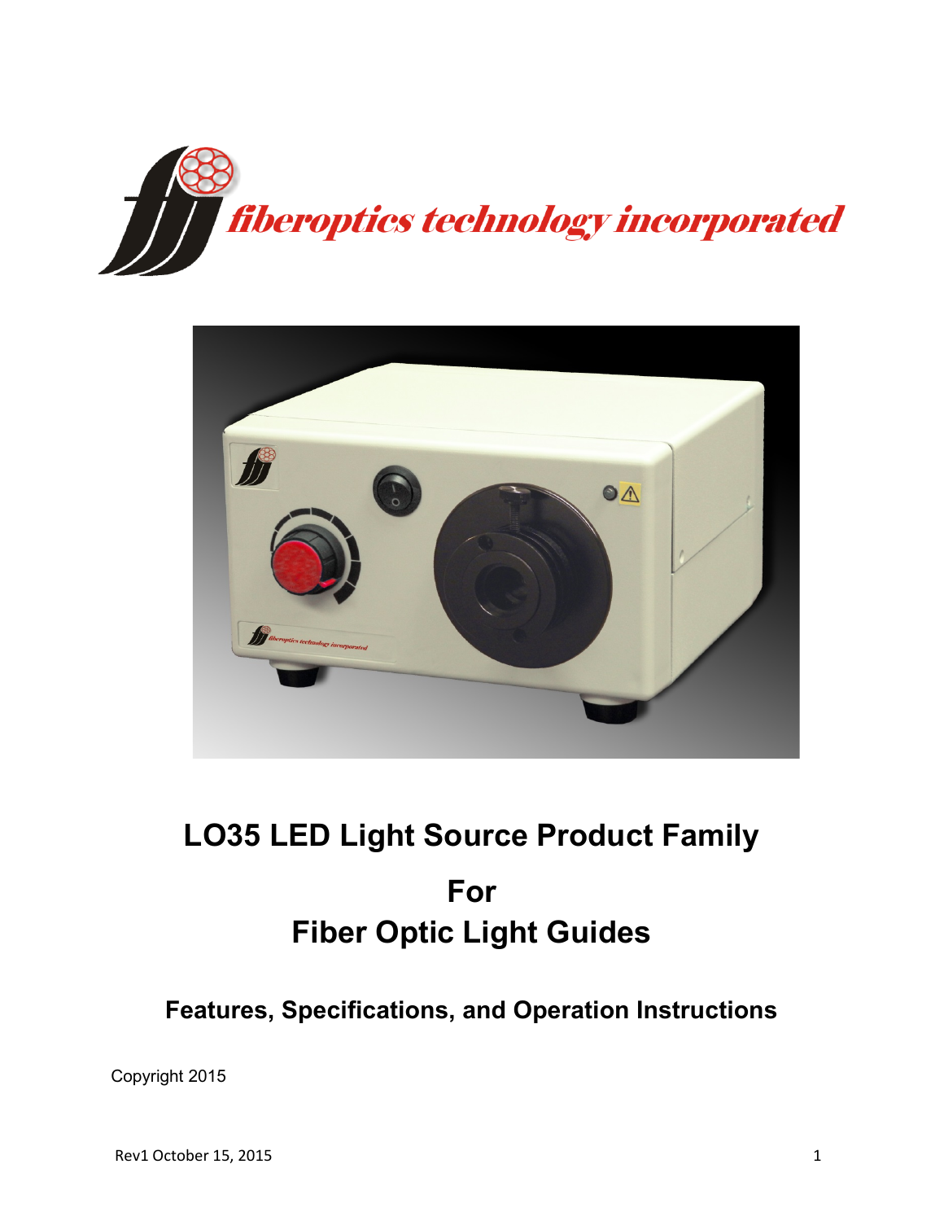fiberoptics technology incorporated

# LO35 LED Light Source Product Family

## For
## Fiber Optic Light Guides

### Features, Specifications, and Operation Instructions

Copyright 2015

Rev1 October 15, 2015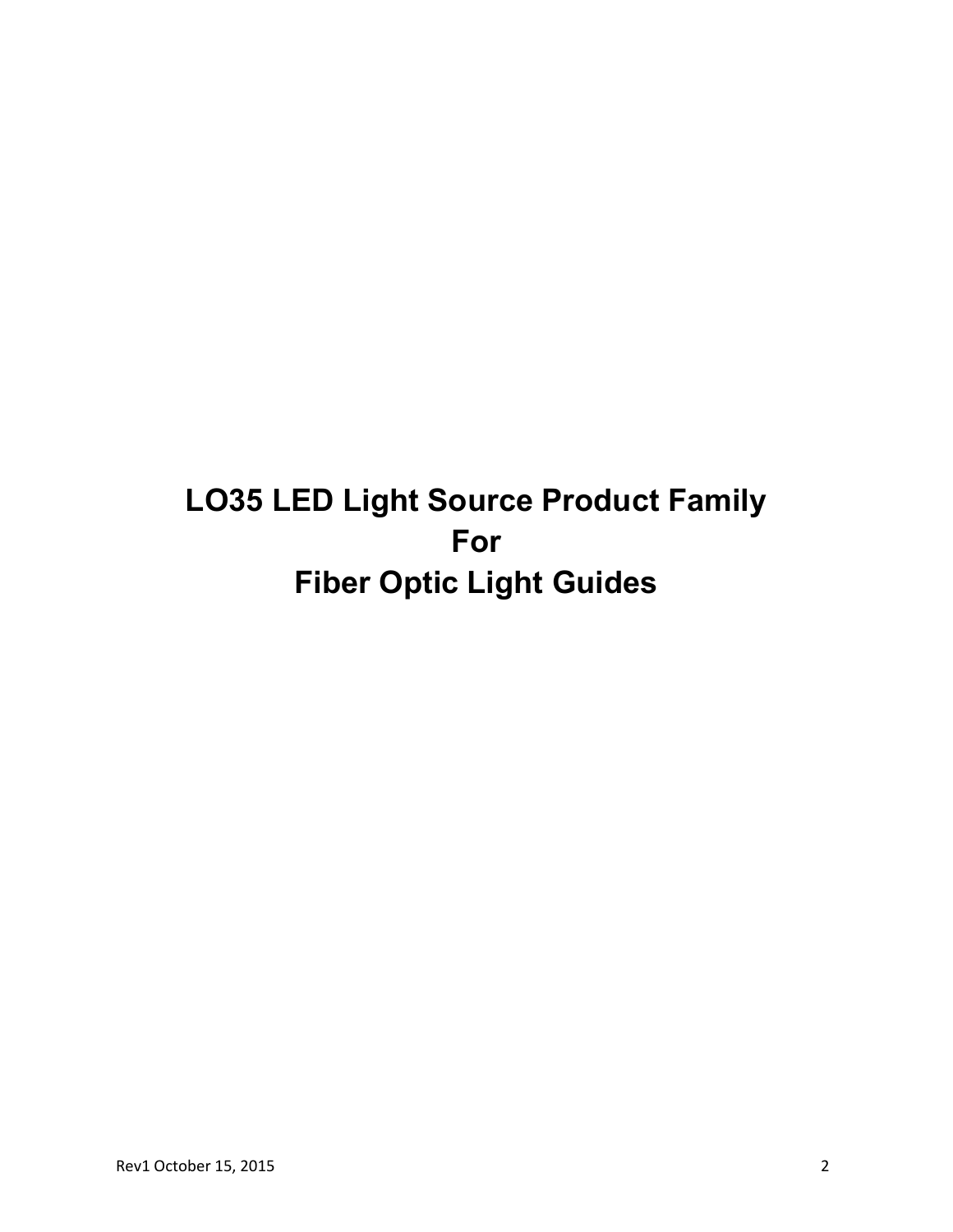# LO35 LED Light Source Product Family
# For
# Fiber Optic Light Guides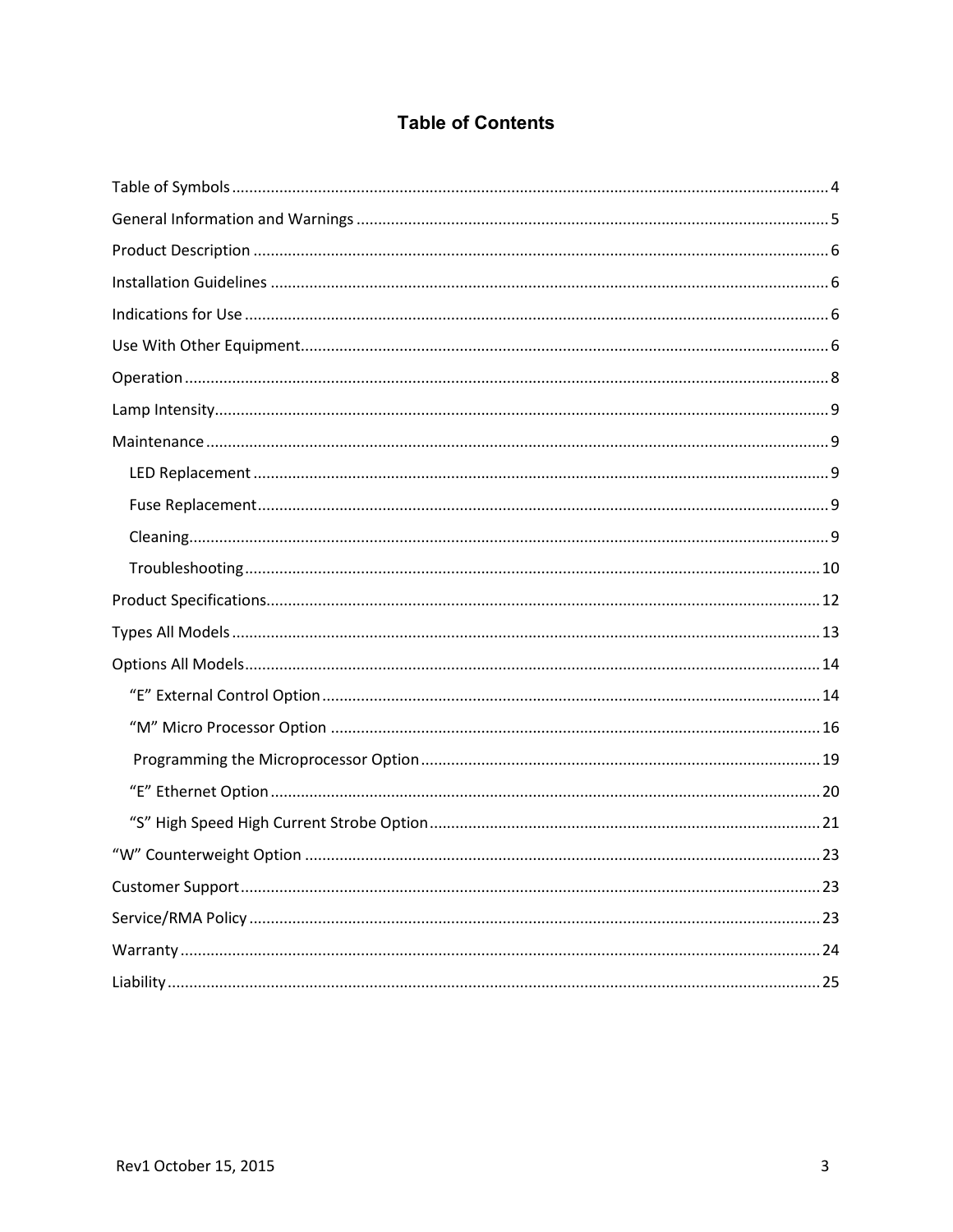# Table of Contents

Table of Symbols ........................................................................................................................................ 4

General Information and Warnings ............................................................................................................ 5

Product Description .................................................................................................................................... 6

Installation Guidelines ................................................................................................................................ 6

Indications for Use ...................................................................................................................................... 6

Use With Other Equipment......................................................................................................................... 6

Operation ................................................................................................................................................... 8

Lamp Intensity............................................................................................................................................. 9

Maintenance ............................................................................................................................................... 9

- LED Replacement .................................................................................................................................... 9
- Fuse Replacement................................................................................................................................... 9
- Cleaning................................................................................................................................................... 9
- Troubleshooting ..................................................................................................................................... 10

Product Specifications............................................................................................................................... 12

Types All Models ....................................................................................................................................... 13

Options All Models.................................................................................................................................... 14

- "E" External Control Option ................................................................................................................... 14
- "M" Micro Processor Option ................................................................................................................. 16
- Programming the Microprocessor Option ............................................................................................ 19
- "E" Ethernet Option .............................................................................................................................. 20
- "S" High Speed High Current Strobe Option .......................................................................................... 21

"W" Counterweight Option ....................................................................................................................... 23

Customer Support..................................................................................................................................... 23

Service/RMA Policy ................................................................................................................................... 23

Warranty ................................................................................................................................................... 24

Liability ...................................................................................................................................................... 25

Rev1 October 15, 2015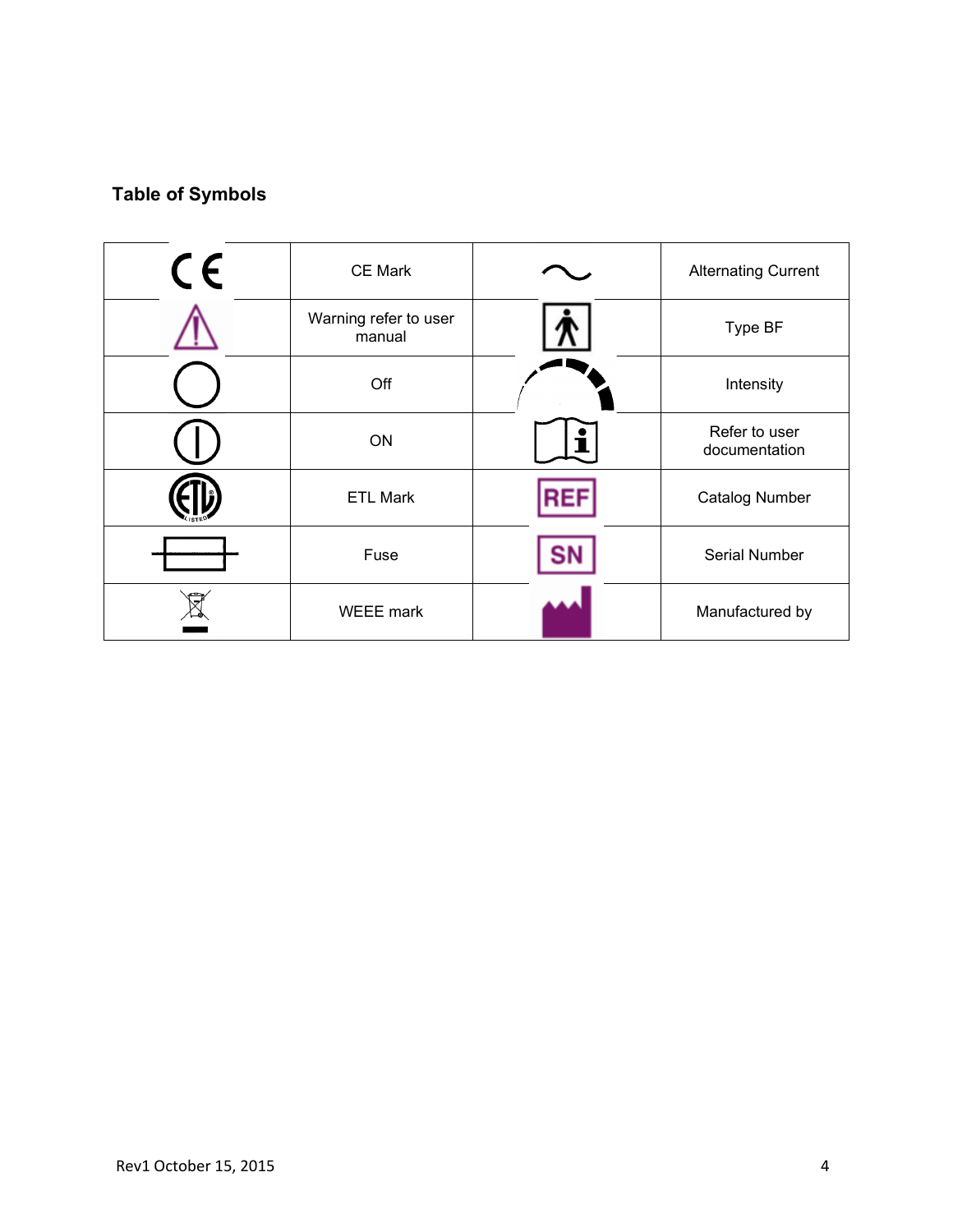## Table of Symbols

| | | | |
|---|---|---|---|
| CE | CE Mark | ~ | Alternating Current |
| | Warning refer to user manual | | Type BF |
| | Off | | Intensity |
| | ON | | Refer to user documentation |
| | ETL Mark | REF | Catalog Number |
| | Fuse | SN | Serial Number |
| | WEEE mark | | Manufactured by |

Rev1 October 15, 2015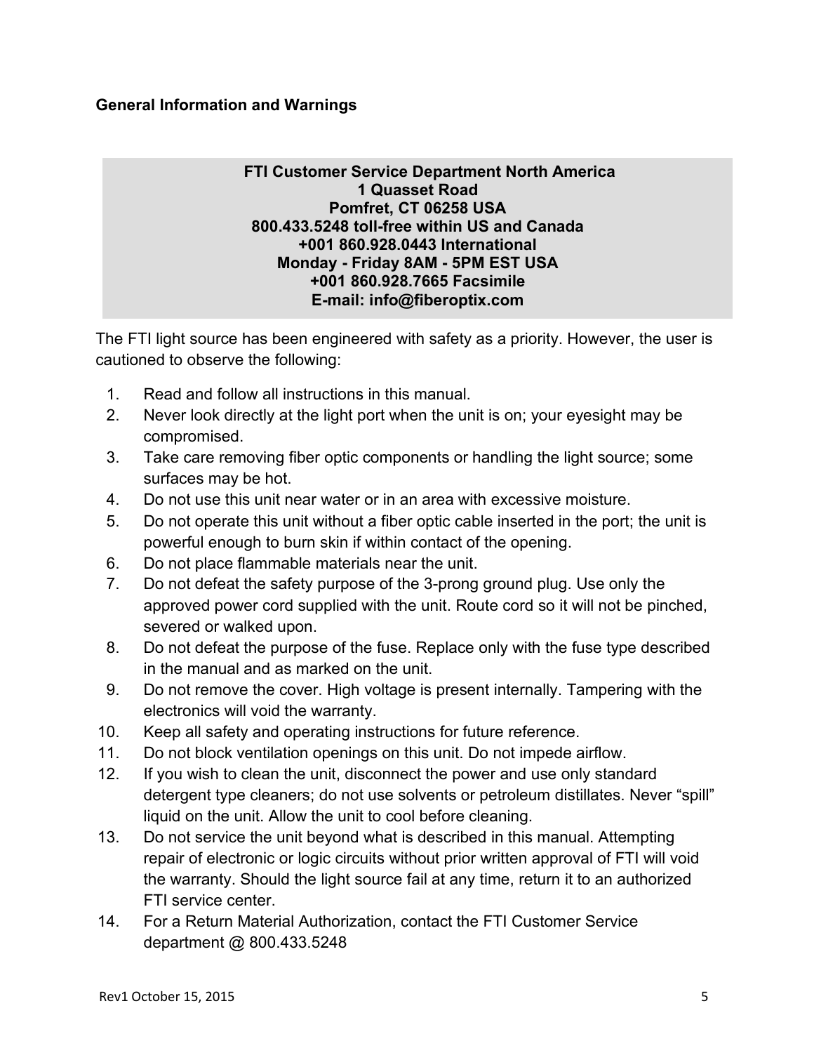**General Information and Warnings**

**FTI Customer Service Department North America**
**1 Quasset Road**
**Pomfret, CT 06258 USA**
**800.433.5248 toll-free within US and Canada**
**+001 860.928.0443 International**
**Monday - Friday 8AM - 5PM EST USA**
**+001 860.928.7665 Facsimile**
**E-mail: info@fiberoptix.com**

The FTI light source has been engineered with safety as a priority. However, the user is cautioned to observe the following:

1. Read and follow all instructions in this manual.
2. Never look directly at the light port when the unit is on; your eyesight may be compromised.
3. Take care removing fiber optic components or handling the light source; some surfaces may be hot.
4. Do not use this unit near water or in an area with excessive moisture.
5. Do not operate this unit without a fiber optic cable inserted in the port; the unit is powerful enough to burn skin if within contact of the opening.
6. Do not place flammable materials near the unit.
7. Do not defeat the safety purpose of the 3-prong ground plug. Use only the approved power cord supplied with the unit. Route cord so it will not be pinched, severed or walked upon.
8. Do not defeat the purpose of the fuse. Replace only with the fuse type described in the manual and as marked on the unit.
9. Do not remove the cover. High voltage is present internally. Tampering with the electronics will void the warranty.
10. Keep all safety and operating instructions for future reference.
11. Do not block ventilation openings on this unit. Do not impede airflow.
12. If you wish to clean the unit, disconnect the power and use only standard detergent type cleaners; do not use solvents or petroleum distillates. Never "spill" liquid on the unit. Allow the unit to cool before cleaning.
13. Do not service the unit beyond what is described in this manual. Attempting repair of electronic or logic circuits without prior written approval of FTI will void the warranty. Should the light source fail at any time, return it to an authorized FTI service center.
14. For a Return Material Authorization, contact the FTI Customer Service department @ 800.433.5248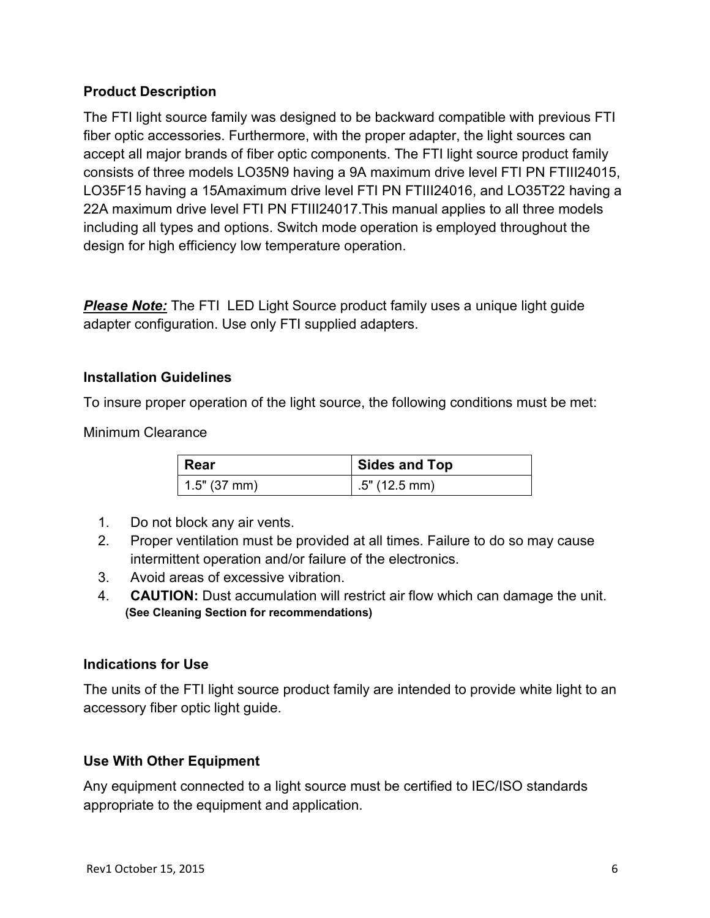### Product Description

The FTI light source family was designed to be backward compatible with previous FTI fiber optic accessories. Furthermore, with the proper adapter, the light sources can accept all major brands of fiber optic components. The FTI light source product family consists of three models LO35N9 having a 9A maximum drive level FTI PN FTIII24015, LO35F15 having a 15Amaximum drive level FTI PN FTIII24016, and LO35T22 having a 22A maximum drive level FTI PN FTIII24017.This manual applies to all three models including all types and options. Switch mode operation is employed throughout the design for high efficiency low temperature operation.

***Please Note:*** The FTI LED Light Source product family uses a unique light guide adapter configuration. Use only FTI supplied adapters.

### Installation Guidelines

To insure proper operation of the light source, the following conditions must be met:

Minimum Clearance

| Rear | Sides and Top |
|---|---|
| 1.5" (37 mm) | .5" (12.5 mm) |

1. Do not block any air vents.
2. Proper ventilation must be provided at all times. Failure to do so may cause intermittent operation and/or failure of the electronics.
3. Avoid areas of excessive vibration.
4. **CAUTION:** Dust accumulation will restrict air flow which can damage the unit. **(See Cleaning Section for recommendations)**

### Indications for Use

The units of the FTI light source product family are intended to provide white light to an accessory fiber optic light guide.

### Use With Other Equipment

Any equipment connected to a light source must be certified to IEC/ISO standards appropriate to the equipment and application.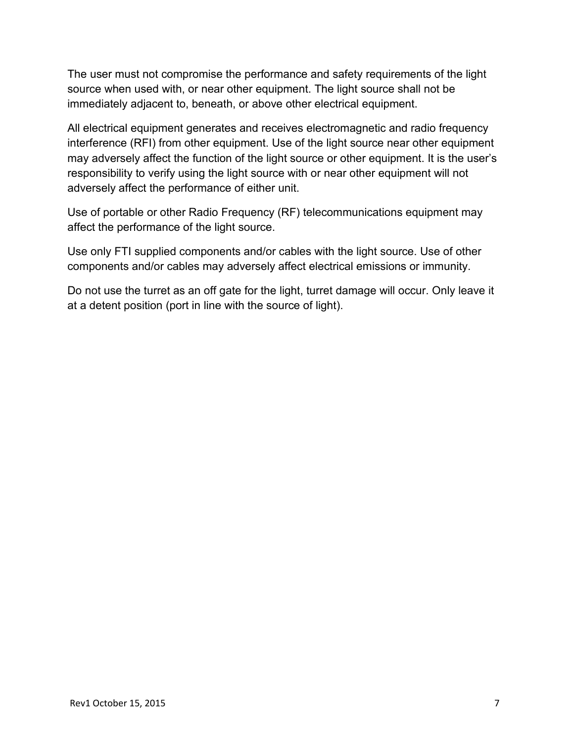The user must not compromise the performance and safety requirements of the light source when used with, or near other equipment. The light source shall not be immediately adjacent to, beneath, or above other electrical equipment.

All electrical equipment generates and receives electromagnetic and radio frequency interference (RFI) from other equipment. Use of the light source near other equipment may adversely affect the function of the light source or other equipment. It is the user's responsibility to verify using the light source with or near other equipment will not adversely affect the performance of either unit.

Use of portable or other Radio Frequency (RF) telecommunications equipment may affect the performance of the light source.

Use only FTI supplied components and/or cables with the light source. Use of other components and/or cables may adversely affect electrical emissions or immunity.

Do not use the turret as an off gate for the light, turret damage will occur. Only leave it at a detent position (port in line with the source of light).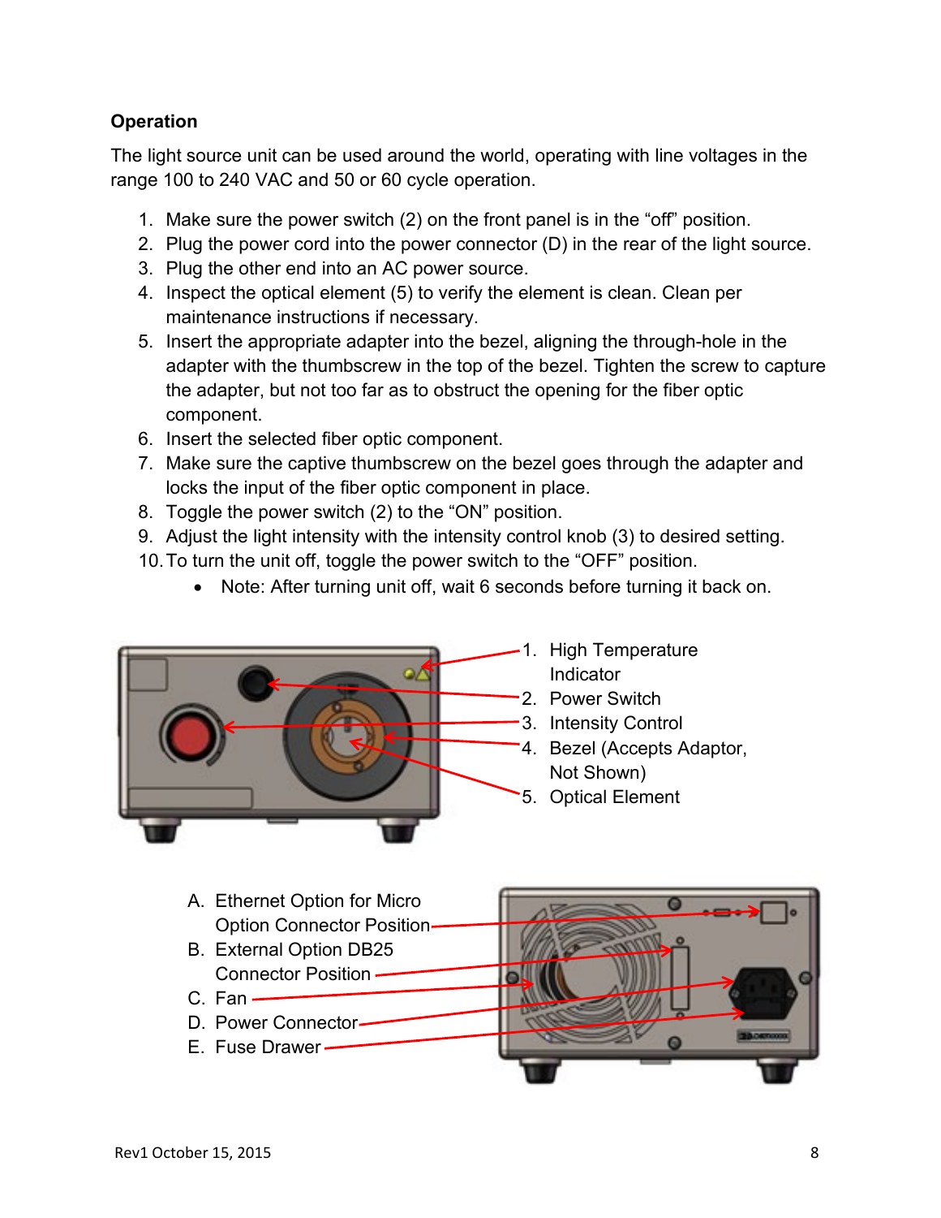## Operation

The light source unit can be used around the world, operating with line voltages in the range 100 to 240 VAC and 50 or 60 cycle operation.

1. Make sure the power switch (2) on the front panel is in the “off” position.
2. Plug the power cord into the power connector (D) in the rear of the light source.
3. Plug the other end into an AC power source.
4. Inspect the optical element (5) to verify the element is clean. Clean per maintenance instructions if necessary.
5. Insert the appropriate adapter into the bezel, aligning the through-hole in the adapter with the thumbscrew in the top of the bezel. Tighten the screw to capture the adapter, but not too far as to obstruct the opening for the fiber optic component.
6. Insert the selected fiber optic component.
7. Make sure the captive thumbscrew on the bezel goes through the adapter and locks the input of the fiber optic component in place.
8. Toggle the power switch (2) to the “ON” position.
9. Adjust the light intensity with the intensity control knob (3) to desired setting.
10. To turn the unit off, toggle the power switch to the “OFF” position.
    - Note: After turning unit off, wait 6 seconds before turning it back on.

1. High Temperature Indicator
2. Power Switch
3. Intensity Control
4. Bezel (Accepts Adaptor, Not Shown)
5. Optical Element

A. Ethernet Option for Micro Option Connector Position
B. External Option DB25 Connector Position
C. Fan
D. Power Connector
E. Fuse Drawer

Rev1 October 15, 2015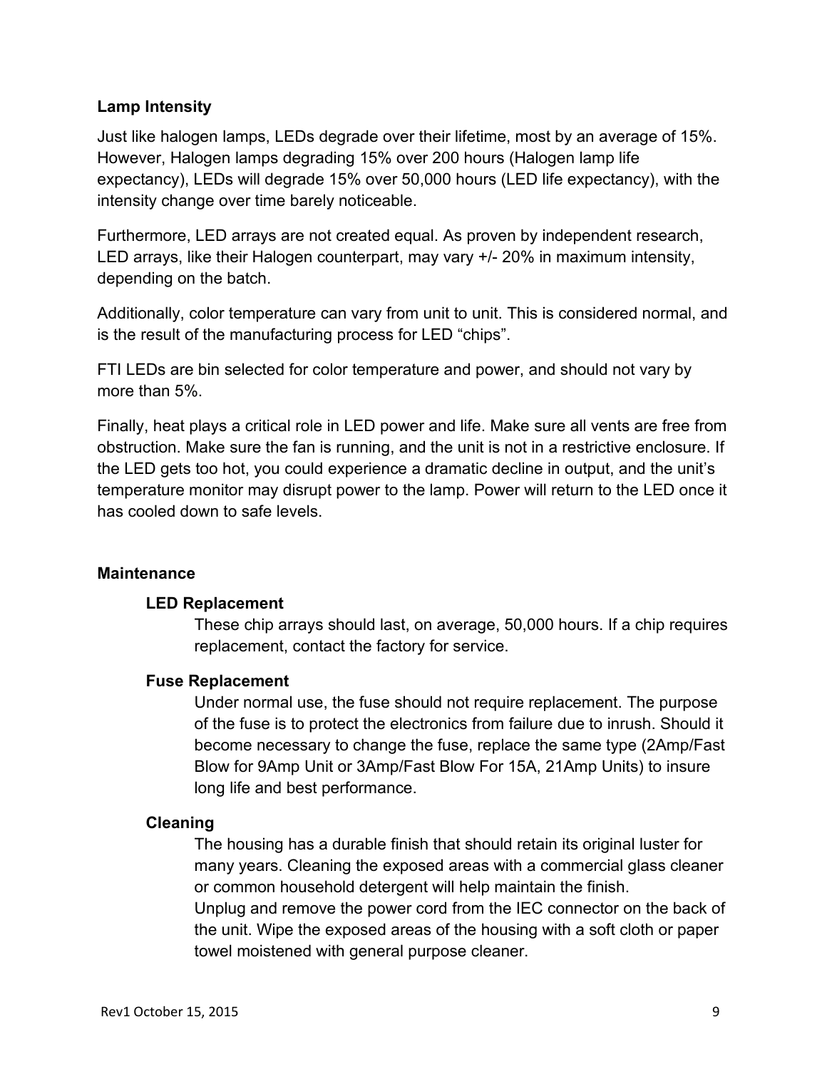## Lamp Intensity

Just like halogen lamps, LEDs degrade over their lifetime, most by an average of 15%. However, Halogen lamps degrading 15% over 200 hours (Halogen lamp life expectancy), LEDs will degrade 15% over 50,000 hours (LED life expectancy), with the intensity change over time barely noticeable.

Furthermore, LED arrays are not created equal. As proven by independent research, LED arrays, like their Halogen counterpart, may vary +/- 20% in maximum intensity, depending on the batch.

Additionally, color temperature can vary from unit to unit. This is considered normal, and is the result of the manufacturing process for LED “chips”.

FTI LEDs are bin selected for color temperature and power, and should not vary by more than 5%.

Finally, heat plays a critical role in LED power and life. Make sure all vents are free from obstruction. Make sure the fan is running, and the unit is not in a restrictive enclosure. If the LED gets too hot, you could experience a dramatic decline in output, and the unit’s temperature monitor may disrupt power to the lamp. Power will return to the LED once it has cooled down to safe levels.

## Maintenance

### LED Replacement

These chip arrays should last, on average, 50,000 hours. If a chip requires replacement, contact the factory for service.

### Fuse Replacement

Under normal use, the fuse should not require replacement. The purpose of the fuse is to protect the electronics from failure due to inrush. Should it become necessary to change the fuse, replace the same type (2Amp/Fast Blow for 9Amp Unit or 3Amp/Fast Blow For 15A, 21Amp Units) to insure long life and best performance.

### Cleaning

The housing has a durable finish that should retain its original luster for many years. Cleaning the exposed areas with a commercial glass cleaner or common household detergent will help maintain the finish.

Unplug and remove the power cord from the IEC connector on the back of the unit. Wipe the exposed areas of the housing with a soft cloth or paper towel moistened with general purpose cleaner.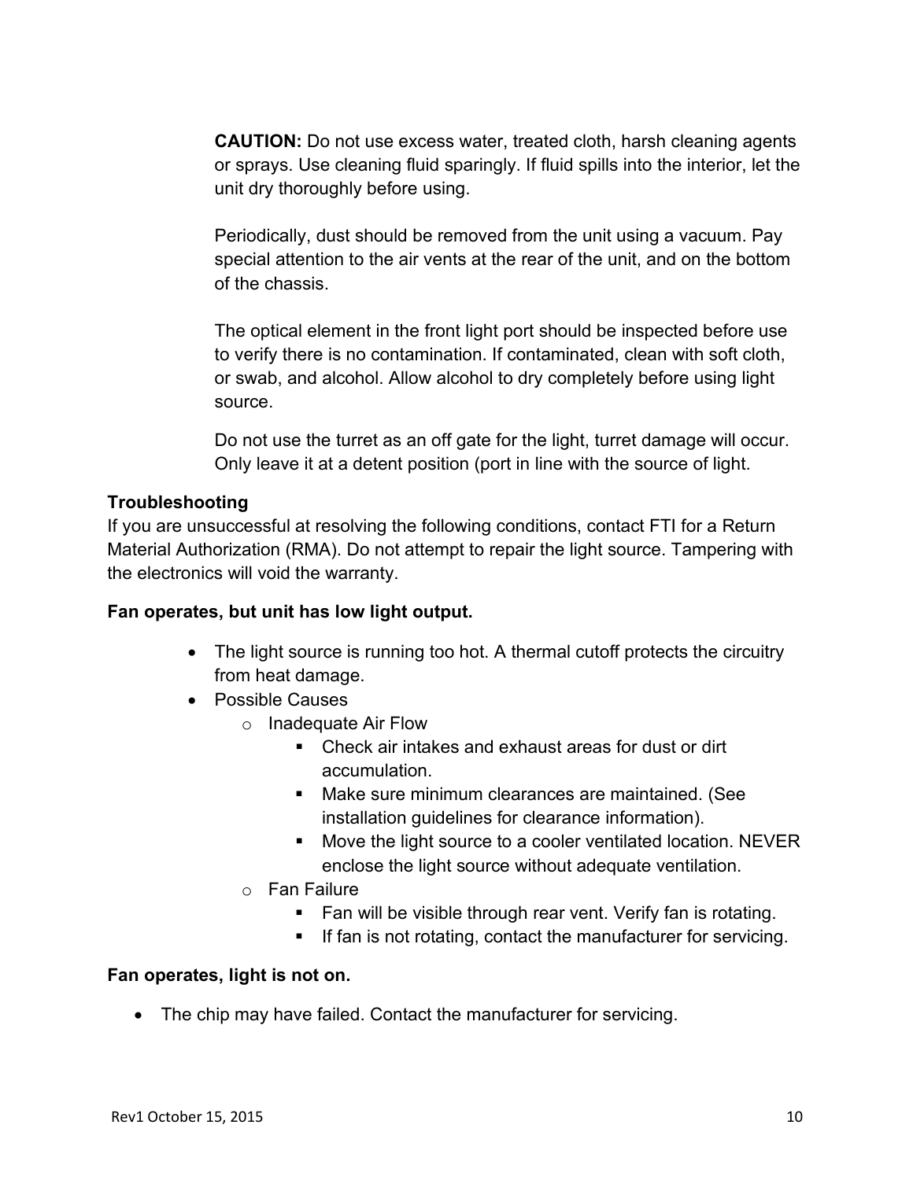**CAUTION:** Do not use excess water, treated cloth, harsh cleaning agents or sprays. Use cleaning fluid sparingly. If fluid spills into the interior, let the unit dry thoroughly before using.

Periodically, dust should be removed from the unit using a vacuum. Pay special attention to the air vents at the rear of the unit, and on the bottom of the chassis.

The optical element in the front light port should be inspected before use to verify there is no contamination. If contaminated, clean with soft cloth, or swab, and alcohol. Allow alcohol to dry completely before using light source.

Do not use the turret as an off gate for the light, turret damage will occur. Only leave it at a detent position (port in line with the source of light.

### Troubleshooting

If you are unsuccessful at resolving the following conditions, contact FTI for a Return Material Authorization (RMA). Do not attempt to repair the light source. Tampering with the electronics will void the warranty.

**Fan operates, but unit has low light output.**

- The light source is running too hot. A thermal cutoff protects the circuitry from heat damage.
- Possible Causes
  - Inadequate Air Flow
    - Check air intakes and exhaust areas for dust or dirt accumulation.
    - Make sure minimum clearances are maintained. (See installation guidelines for clearance information).
    - Move the light source to a cooler ventilated location. NEVER enclose the light source without adequate ventilation.
  - Fan Failure
    - Fan will be visible through rear vent. Verify fan is rotating.
    - If fan is not rotating, contact the manufacturer for servicing.

**Fan operates, light is not on.**

- The chip may have failed. Contact the manufacturer for servicing.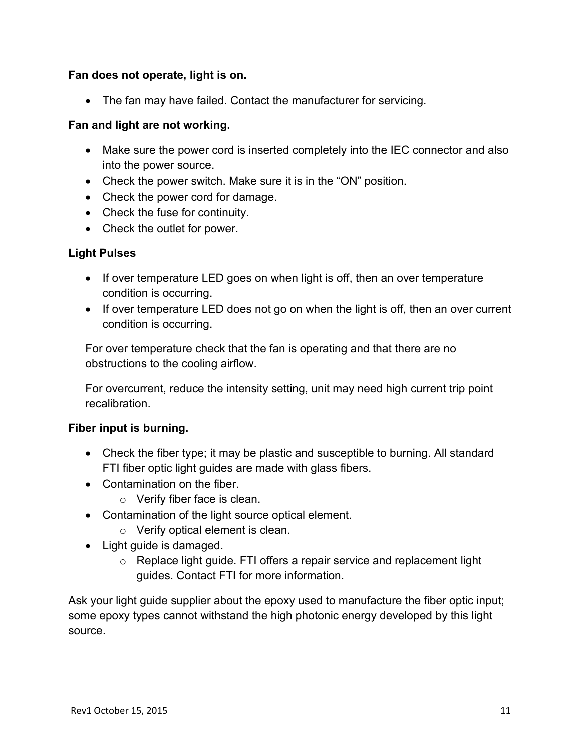**Fan does not operate, light is on.**

- The fan may have failed. Contact the manufacturer for servicing.

**Fan and light are not working.**

- Make sure the power cord is inserted completely into the IEC connector and also into the power source.
- Check the power switch. Make sure it is in the "ON" position.
- Check the power cord for damage.
- Check the fuse for continuity.
- Check the outlet for power.

**Light Pulses**

- If over temperature LED goes on when light is off, then an over temperature condition is occurring.
- If over temperature LED does not go on when the light is off, then an over current condition is occurring.

For over temperature check that the fan is operating and that there are no obstructions to the cooling airflow.

For overcurrent, reduce the intensity setting, unit may need high current trip point recalibration.

**Fiber input is burning.**

- Check the fiber type; it may be plastic and susceptible to burning. All standard FTI fiber optic light guides are made with glass fibers.
- Contamination on the fiber.
  - Verify fiber face is clean.
- Contamination of the light source optical element.
  - Verify optical element is clean.
- Light guide is damaged.
  - Replace light guide. FTI offers a repair service and replacement light guides. Contact FTI for more information.

Ask your light guide supplier about the epoxy used to manufacture the fiber optic input; some epoxy types cannot withstand the high photonic energy developed by this light source.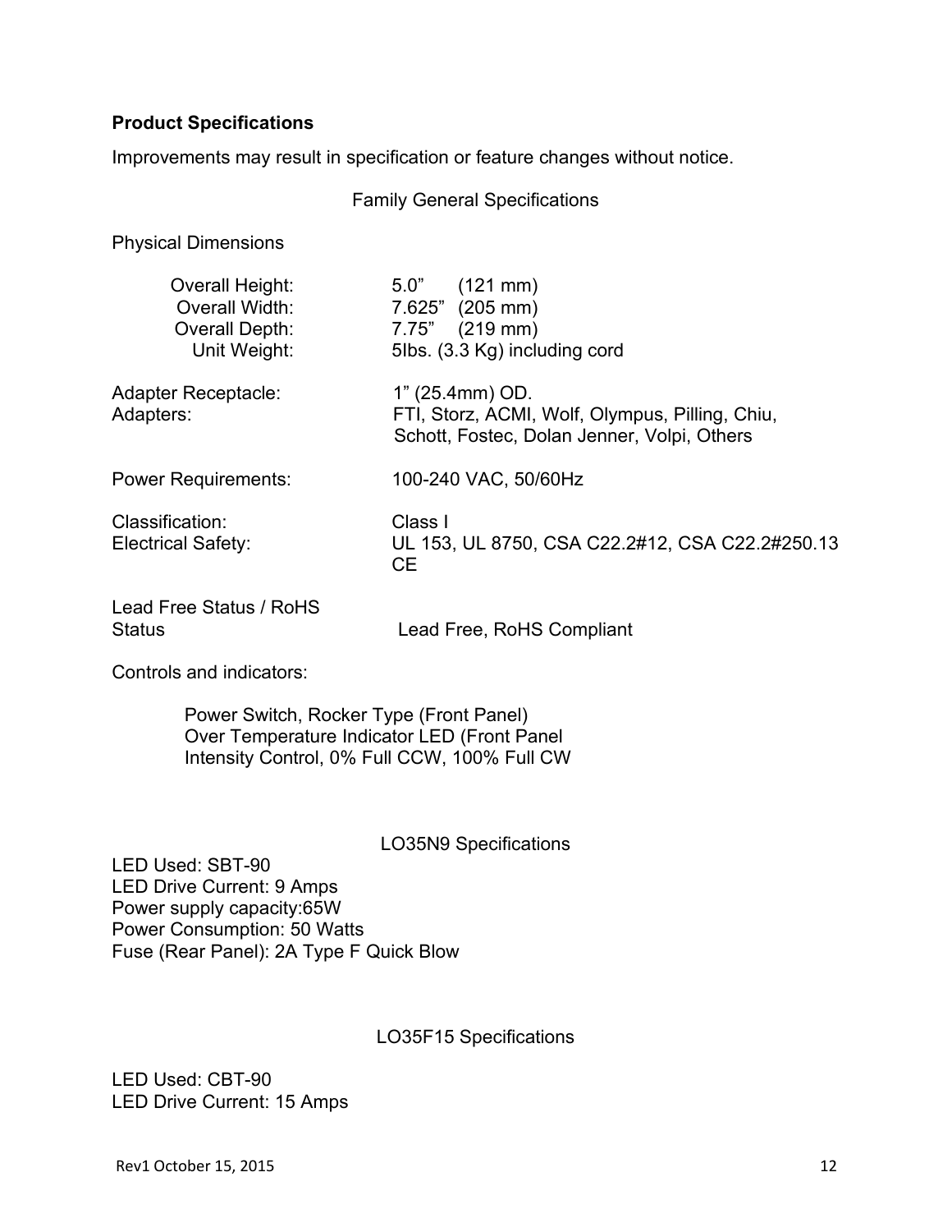**Product Specifications**

Improvements may result in specification or feature changes without notice.

Family General Specifications

Physical Dimensions

| | |
|---|---|
| Overall Height: | 5.0” (121 mm) |
| Overall Width: | 7.625” (205 mm) |
| Overall Depth: | 7.75” (219 mm) |
| Unit Weight: | 5lbs. (3.3 Kg) including cord |

| | |
|---|---|
| Adapter Receptacle: | 1” (25.4mm) OD. |
| Adapters: | FTI, Storz, ACMI, Wolf, Olympus, Pilling, Chiu, Schott, Fostec, Dolan Jenner, Volpi, Others |
| Power Requirements: | 100-240 VAC, 50/60Hz |
| Classification: | Class I |
| Electrical Safety: | UL 153, UL 8750, CSA C22.2#12, CSA C22.2#250.13 CE |
| Lead Free Status / RoHS Status | Lead Free, RoHS Compliant |

Controls and indicators:

Power Switch, Rocker Type (Front Panel)
Over Temperature Indicator LED (Front Panel
Intensity Control, 0% Full CCW, 100% Full CW

LO35N9 Specifications

LED Used: SBT-90
LED Drive Current: 9 Amps
Power supply capacity:65W
Power Consumption: 50 Watts
Fuse (Rear Panel): 2A Type F Quick Blow

LO35F15 Specifications

LED Used: CBT-90
LED Drive Current: 15 Amps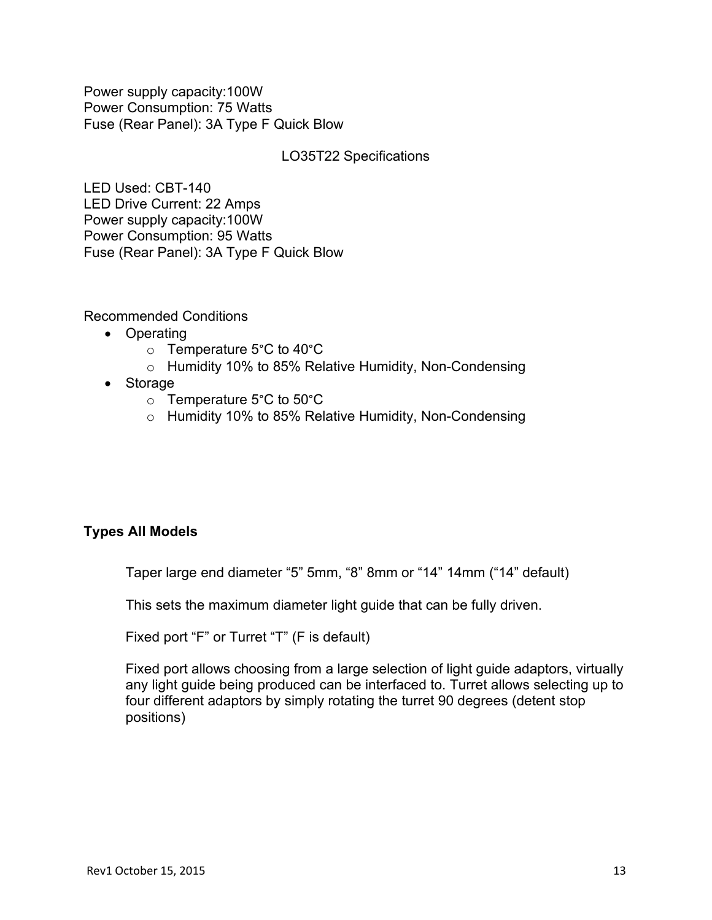Power supply capacity:100W
Power Consumption: 75 Watts
Fuse (Rear Panel): 3A Type F Quick Blow

LO35T22 Specifications

LED Used: CBT-140
LED Drive Current: 22 Amps
Power supply capacity:100W
Power Consumption: 95 Watts
Fuse (Rear Panel): 3A Type F Quick Blow

Recommended Conditions

- Operating
  - Temperature 5°C to 40°C
  - Humidity 10% to 85% Relative Humidity, Non-Condensing
- Storage
  - Temperature 5°C to 50°C
  - Humidity 10% to 85% Relative Humidity, Non-Condensing

**Types All Models**

Taper large end diameter “5” 5mm, “8” 8mm or “14” 14mm (“14” default)

This sets the maximum diameter light guide that can be fully driven.

Fixed port “F” or Turret “T” (F is default)

Fixed port allows choosing from a large selection of light guide adaptors, virtually any light guide being produced can be interfaced to. Turret allows selecting up to four different adaptors by simply rotating the turret 90 degrees (detent stop positions)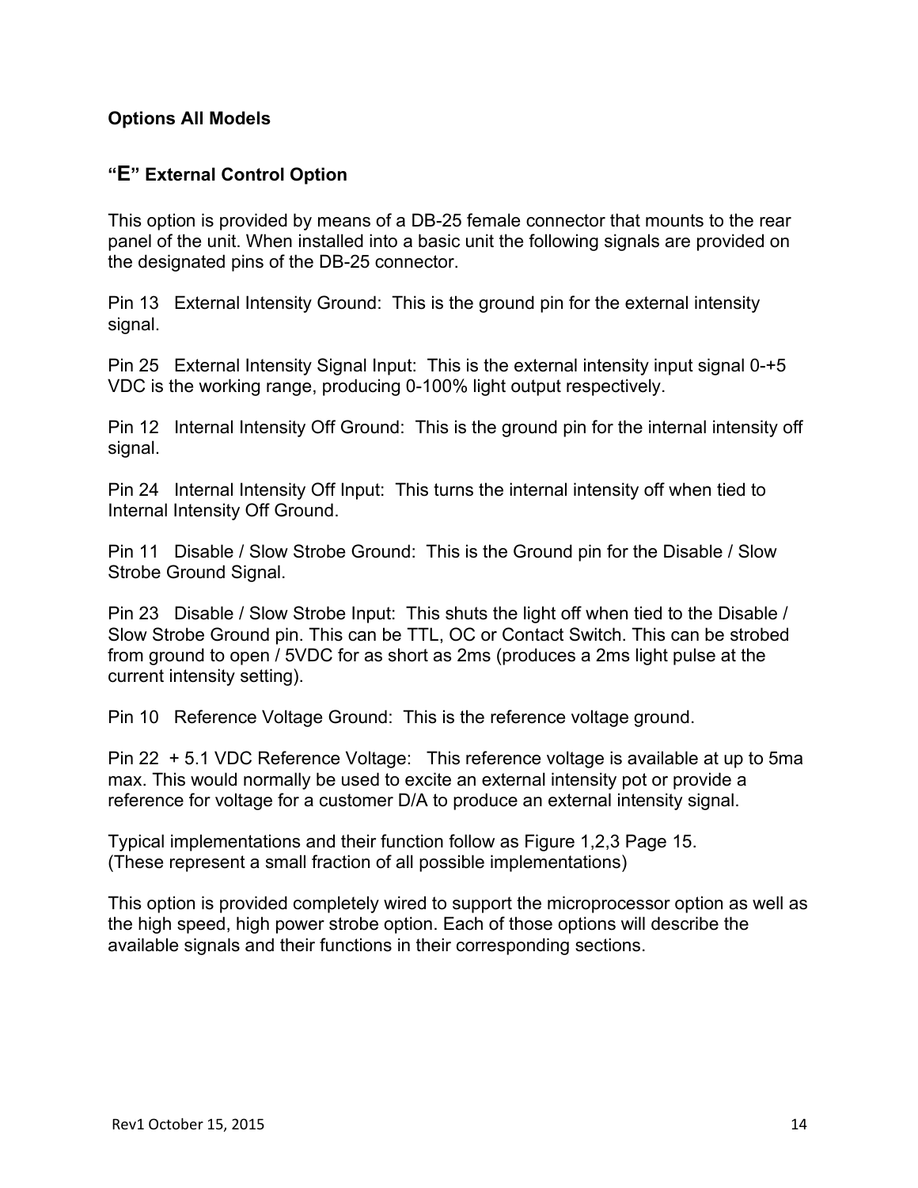## Options All Models

### "E" External Control Option

This option is provided by means of a DB-25 female connector that mounts to the rear panel of the unit. When installed into a basic unit the following signals are provided on the designated pins of the DB-25 connector.

Pin 13 External Intensity Ground: This is the ground pin for the external intensity signal.

Pin 25 External Intensity Signal Input: This is the external intensity input signal 0-+5 VDC is the working range, producing 0-100% light output respectively.

Pin 12 Internal Intensity Off Ground: This is the ground pin for the internal intensity off signal.

Pin 24 Internal Intensity Off Input: This turns the internal intensity off when tied to Internal Intensity Off Ground.

Pin 11 Disable / Slow Strobe Ground: This is the Ground pin for the Disable / Slow Strobe Ground Signal.

Pin 23 Disable / Slow Strobe Input: This shuts the light off when tied to the Disable / Slow Strobe Ground pin. This can be TTL, OC or Contact Switch. This can be strobed from ground to open / 5VDC for as short as 2ms (produces a 2ms light pulse at the current intensity setting).

Pin 10 Reference Voltage Ground: This is the reference voltage ground.

Pin 22 + 5.1 VDC Reference Voltage: This reference voltage is available at up to 5ma max. This would normally be used to excite an external intensity pot or provide a reference for voltage for a customer D/A to produce an external intensity signal.

Typical implementations and their function follow as Figure 1,2,3 Page 15.
(These represent a small fraction of all possible implementations)

This option is provided completely wired to support the microprocessor option as well as the high speed, high power strobe option. Each of those options will describe the available signals and their functions in their corresponding sections.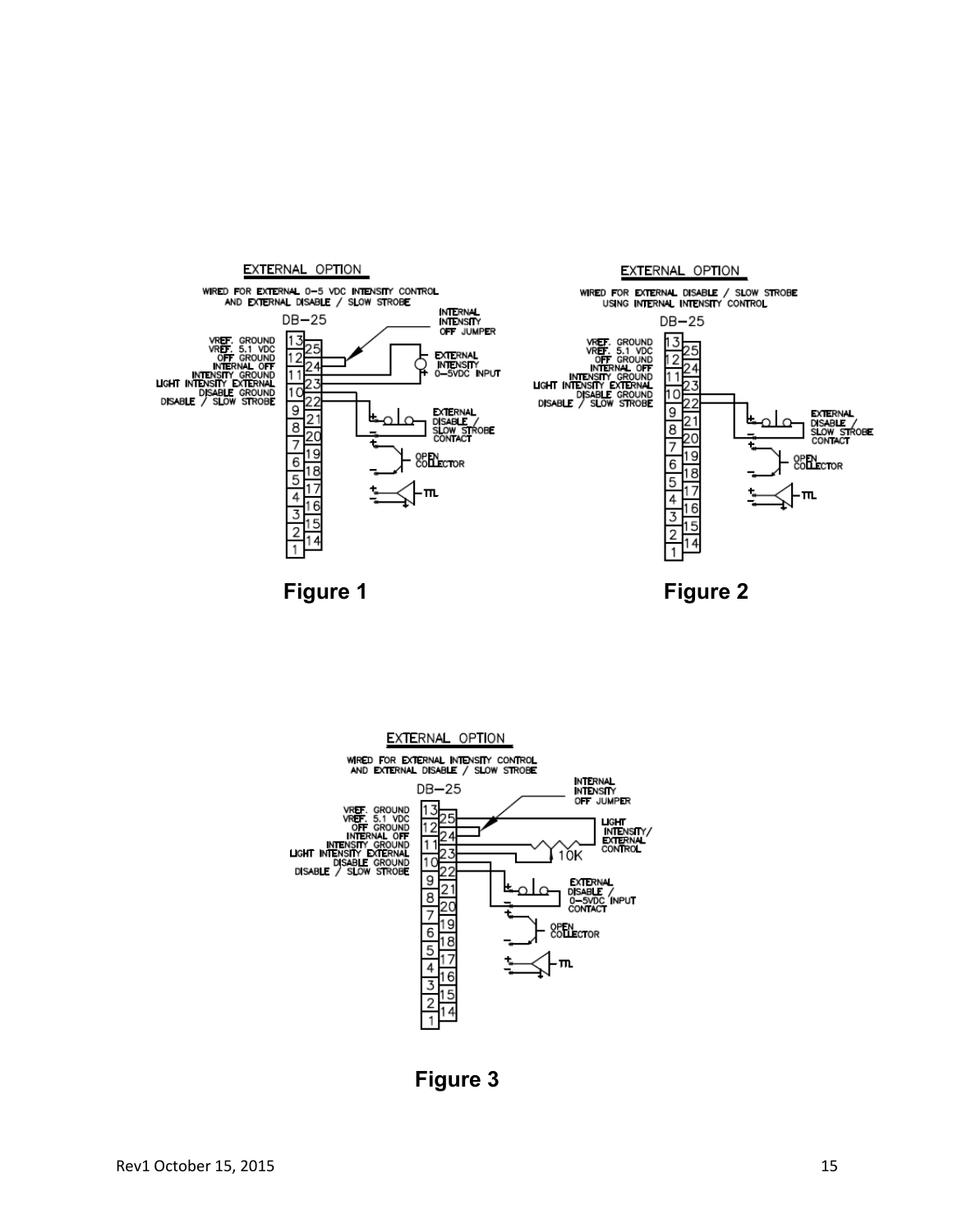EXTERNAL OPTION

WIRED FOR EXTERNAL 0–5 VDC INTENSITY CONTROL AND EXTERNAL DISABLE / SLOW STROBE

DB–25

VREF. GROUND
VREF. 5.1 VDC
OFF GROUND
INTERNAL OFF
INTENSITY GROUND
LIGHT INTENSITY EXTERNAL
DISABLE GROUND
DISABLE / SLOW STROBE

INTERNAL INTENSITY OFF JUMPER

EXTERNAL INTENSITY 0–5VDC INPUT

EXTERNAL DISABLE / SLOW STROBE CONTACT

OPEN COLLECTOR

TTL

**Figure 1**

EXTERNAL OPTION

WIRED FOR EXTERNAL DISABLE / SLOW STROBE USING INTERNAL INTENSITY CONTROL

DB–25

VREF. GROUND
VREF. 5.1 VDC
OFF GROUND
INTERNAL OFF
INTENSITY GROUND
LIGHT INTENSITY EXTERNAL
DISABLE GROUND
DISABLE / SLOW STROBE

EXTERNAL DISABLE / SLOW STROBE CONTACT

OPEN COLLECTOR

TTL

**Figure 2**

EXTERNAL OPTION

WIRED FOR EXTERNAL INTENSITY CONTROL AND EXTERNAL DISABLE / SLOW STROBE

DB–25

VREF. GROUND
VREF. 5.1 VDC
OFF GROUND
INTERNAL OFF
INTENSITY GROUND
LIGHT INTENSITY EXTERNAL
DISABLE GROUND
DISABLE / SLOW STROBE

INTERNAL INTENSITY OFF JUMPER

LIGHT INTENSITY/ EXTERNAL CONTROL

10K

EXTERNAL DISABLE / 0–5VDC INPUT CONTACT

OPEN COLLECTOR

TTL

**Figure 3**

Rev1 October 15, 2015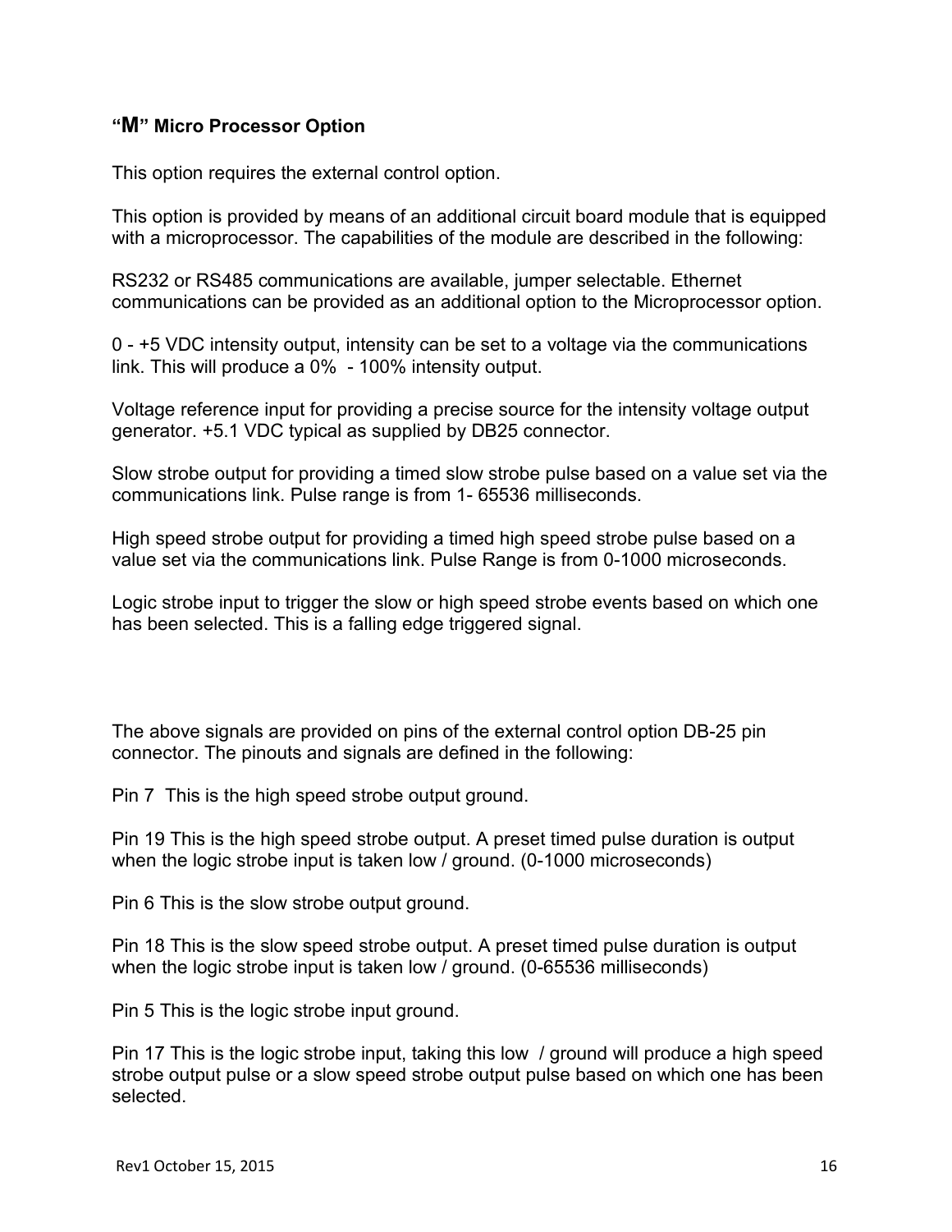### “M” Micro Processor Option

This option requires the external control option.

This option is provided by means of an additional circuit board module that is equipped with a microprocessor. The capabilities of the module are described in the following:

RS232 or RS485 communications are available, jumper selectable. Ethernet communications can be provided as an additional option to the Microprocessor option.

0 - +5 VDC intensity output, intensity can be set to a voltage via the communications link. This will produce a 0% - 100% intensity output.

Voltage reference input for providing a precise source for the intensity voltage output generator. +5.1 VDC typical as supplied by DB25 connector.

Slow strobe output for providing a timed slow strobe pulse based on a value set via the communications link. Pulse range is from 1- 65536 milliseconds.

High speed strobe output for providing a timed high speed strobe pulse based on a value set via the communications link. Pulse Range is from 0-1000 microseconds.

Logic strobe input to trigger the slow or high speed strobe events based on which one has been selected. This is a falling edge triggered signal.

The above signals are provided on pins of the external control option DB-25 pin connector. The pinouts and signals are defined in the following:

Pin 7 This is the high speed strobe output ground.

Pin 19 This is the high speed strobe output. A preset timed pulse duration is output when the logic strobe input is taken low / ground. (0-1000 microseconds)

Pin 6 This is the slow strobe output ground.

Pin 18 This is the slow speed strobe output. A preset timed pulse duration is output when the logic strobe input is taken low / ground. (0-65536 milliseconds)

Pin 5 This is the logic strobe input ground.

Pin 17 This is the logic strobe input, taking this low / ground will produce a high speed strobe output pulse or a slow speed strobe output pulse based on which one has been selected.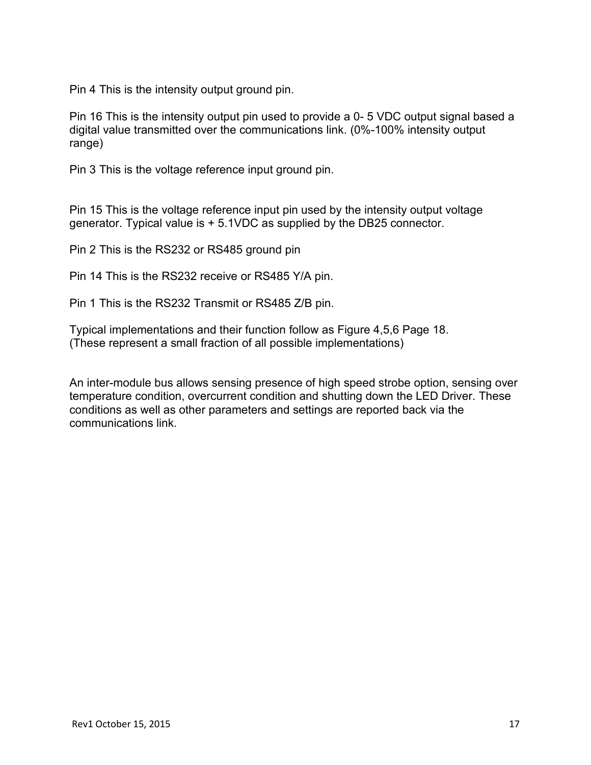Pin 4 This is the intensity output ground pin.

Pin 16 This is the intensity output pin used to provide a 0- 5 VDC output signal based a digital value transmitted over the communications link. (0%-100% intensity output range)

Pin 3 This is the voltage reference input ground pin.

Pin 15 This is the voltage reference input pin used by the intensity output voltage generator. Typical value is + 5.1VDC as supplied by the DB25 connector.

Pin 2 This is the RS232 or RS485 ground pin

Pin 14 This is the RS232 receive or RS485 Y/A pin.

Pin 1 This is the RS232 Transmit or RS485 Z/B pin.

Typical implementations and their function follow as Figure 4,5,6 Page 18.
(These represent a small fraction of all possible implementations)

An inter-module bus allows sensing presence of high speed strobe option, sensing over temperature condition, overcurrent condition and shutting down the LED Driver. These conditions as well as other parameters and settings are reported back via the communications link.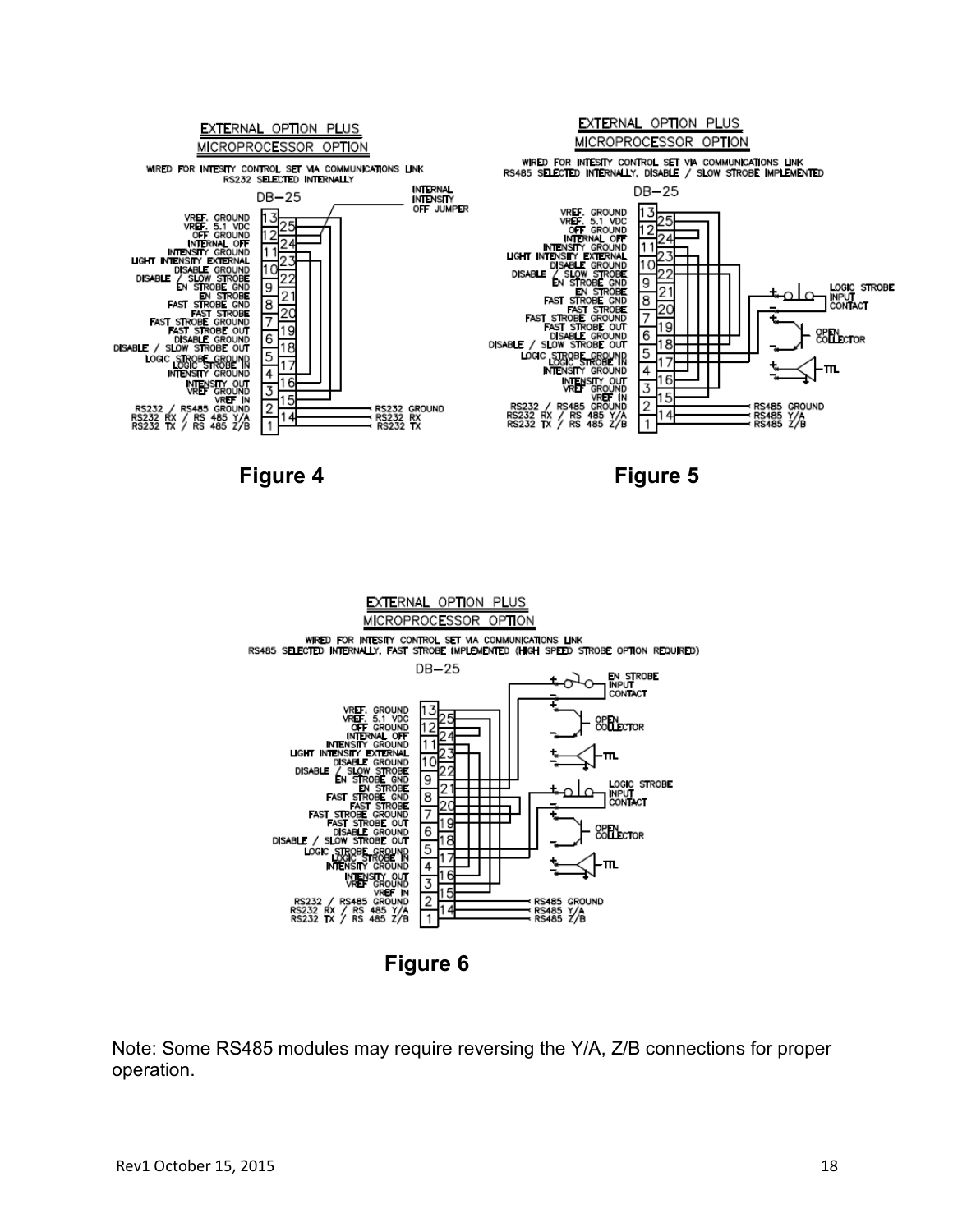EXTERNAL OPTION PLUS
MICROPROCESSOR OPTION
WIRED FOR INTESITY CONTROL SET VIA COMMUNICATIONS LINK
RS232 SELECTED INTERNALLY
DB-25
INTERNAL INTENSITY OFF JUMPER
VREF. GROUND
VREF. 5.1 VDC
OFF GROUND
INTERNAL OFF
INTENSITY GROUND
LIGHT INTENSITY EXTERNAL
DISABLE GROUND
DISABLE / SLOW STROBE
EN STROBE GND
EN STROBE
FAST STROBE GND
FAST STROBE
FAST STROBE GROUND
FAST STROBE OUT
DISABLE GROUND
DISABLE / SLOW STROBE OUT
LOGIC STROBE GROUND
LOGIC STROBE IN
INTENSITY GROUND
INTENSITY OUT
VREF GROUND
VREF IN
RS232 / RS485 GROUND
RS232 RX / RS 485 Y/A
RS232 TX / RS 485 Z/B
RS232 GROUND
RS232 RX
RS232 TX

**Figure 4**

EXTERNAL OPTION PLUS
MICROPROCESSOR OPTION
WIRED FOR INTESITY CONTROL SET VIA COMMUNICATIONS LINK
RS485 SELECTED INTERNALLY, DISABLE / SLOW STROBE IMPLEMENTED
DB-25
LOGIC STROBE INPUT CONTACT
OPEN COLLECTOR
TTL
RS485 GROUND
RS485 Y/A
RS485 Z/B

**Figure 5**

EXTERNAL OPTION PLUS
MICROPROCESSOR OPTION
WIRED FOR INTESITY CONTROL SET VIA COMMUNICATIONS LINK
RS485 SELECTED INTERNALLY, FAST STROBE IMPLEMENTED (HIGH SPEED STROBE OPTION REQUIRED)
DB-25
EN STROBE INPUT CONTACT
OPEN COLLECTOR
TTL
LOGIC STROBE INPUT CONTACT
OPEN COLLECTOR
TTL
RS485 GROUND
RS485 Y/A
RS485 Z/B

**Figure 6**

Note: Some RS485 modules may require reversing the Y/A, Z/B connections for proper operation.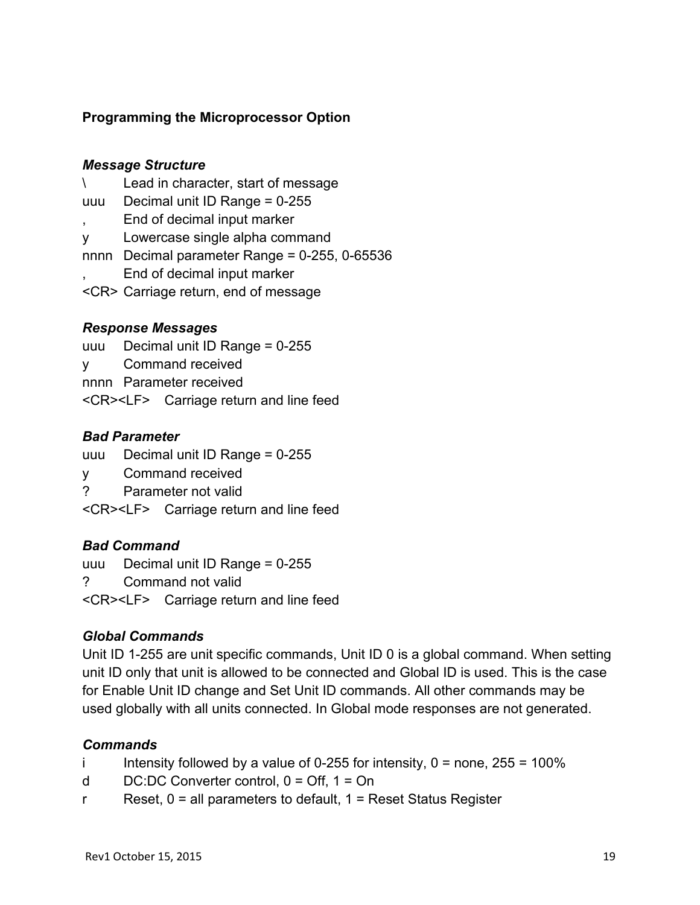## Programming the Microprocessor Option

### *Message Structure*

\ Lead in character, start of message
uuu Decimal unit ID Range = 0-255
, End of decimal input marker
y Lowercase single alpha command
nnnn Decimal parameter Range = 0-255, 0-65536
, End of decimal input marker
<CR> Carriage return, end of message

### *Response Messages*

uuu Decimal unit ID Range = 0-255
y Command received
nnnn Parameter received
<CR><LF> Carriage return and line feed

### *Bad Parameter*

uuu Decimal unit ID Range = 0-255
y Command received
? Parameter not valid
<CR><LF> Carriage return and line feed

### *Bad Command*

uuu Decimal unit ID Range = 0-255
? Command not valid
<CR><LF> Carriage return and line feed

### *Global Commands*

Unit ID 1-255 are unit specific commands, Unit ID 0 is a global command. When setting unit ID only that unit is allowed to be connected and Global ID is used. This is the case for Enable Unit ID change and Set Unit ID commands. All other commands may be used globally with all units connected. In Global mode responses are not generated.

### *Commands*

i Intensity followed by a value of 0-255 for intensity, 0 = none, 255 = 100%
d DC:DC Converter control, 0 = Off, 1 = On
r Reset, 0 = all parameters to default, 1 = Reset Status Register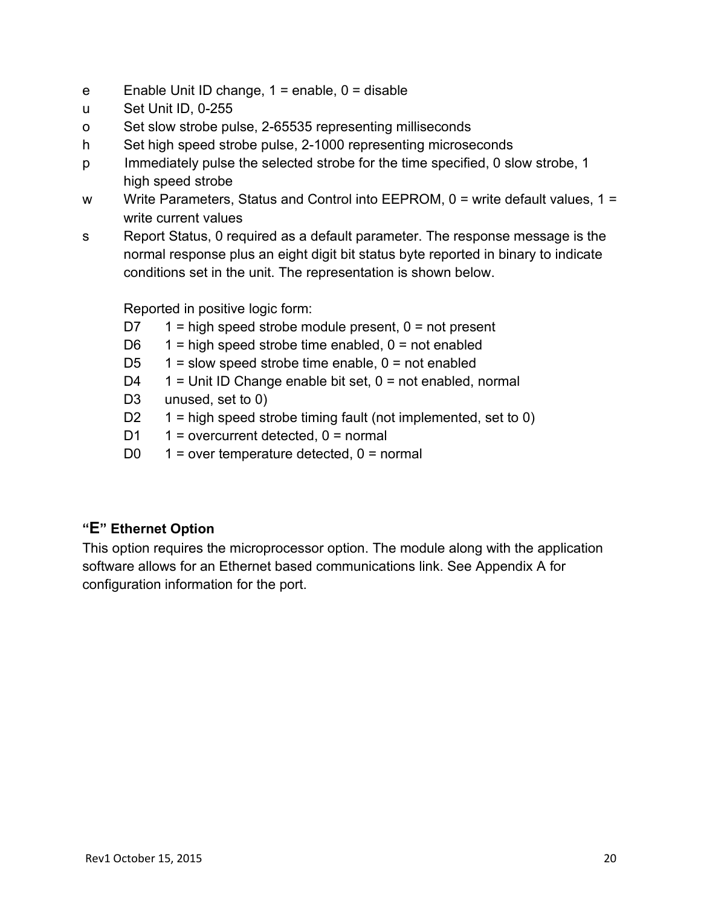e Enable Unit ID change, 1 = enable, 0 = disable

u Set Unit ID, 0-255

o Set slow strobe pulse, 2-65535 representing milliseconds

h Set high speed strobe pulse, 2-1000 representing microseconds

p Immediately pulse the selected strobe for the time specified, 0 slow strobe, 1 high speed strobe

w Write Parameters, Status and Control into EEPROM, 0 = write default values, 1 = write current values

s Report Status, 0 required as a default parameter. The response message is the normal response plus an eight digit bit status byte reported in binary to indicate conditions set in the unit. The representation is shown below.

Reported in positive logic form:

D7 1 = high speed strobe module present, 0 = not present

D6 1 = high speed strobe time enabled, 0 = not enabled

D5 1 = slow speed strobe time enable, 0 = not enabled

D4 1 = Unit ID Change enable bit set, 0 = not enabled, normal

D3 unused, set to 0)

D2 1 = high speed strobe timing fault (not implemented, set to 0)

D1 1 = overcurrent detected, 0 = normal

D0 1 = over temperature detected, 0 = normal

### “E” Ethernet Option

This option requires the microprocessor option. The module along with the application software allows for an Ethernet based communications link. See Appendix A for configuration information for the port.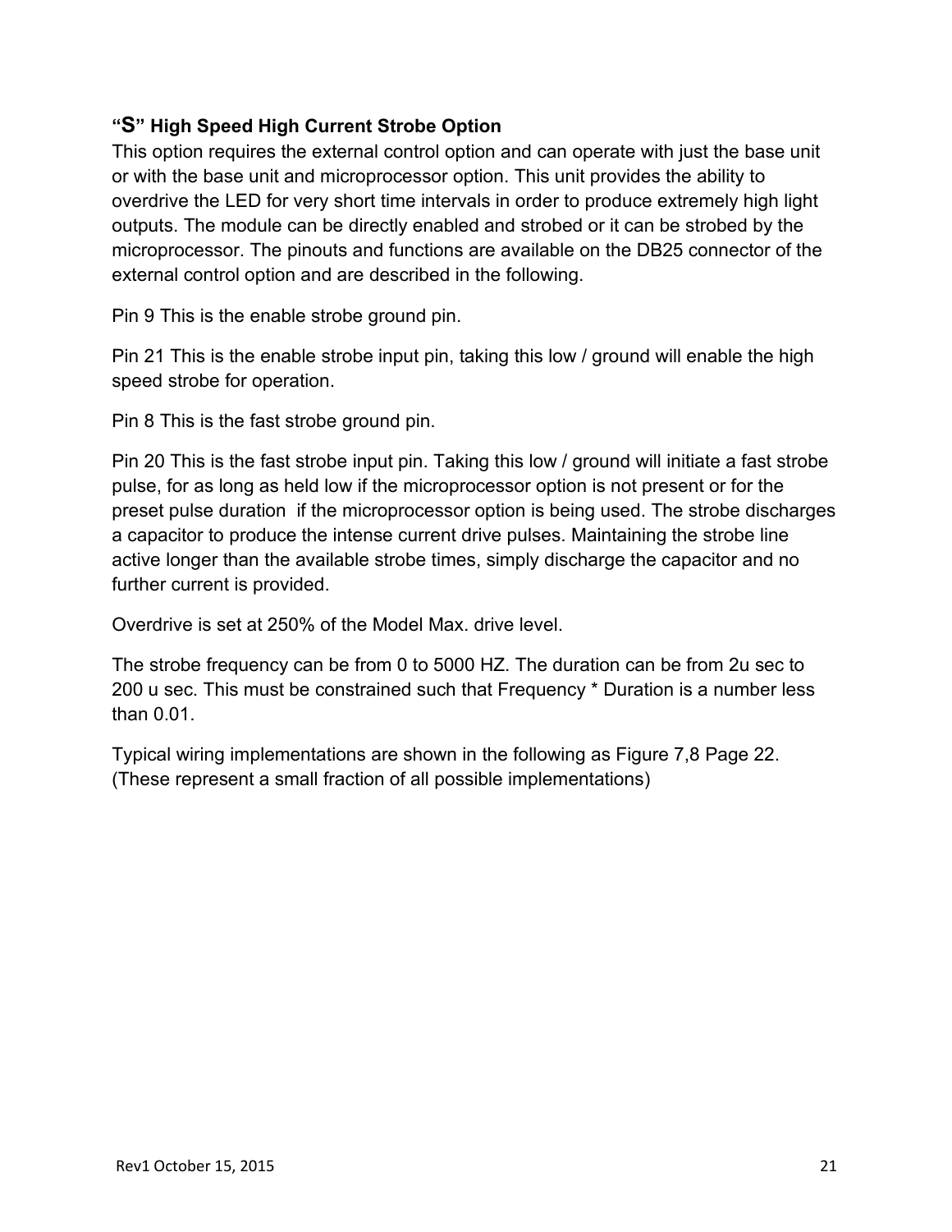### "S" High Speed High Current Strobe Option

This option requires the external control option and can operate with just the base unit or with the base unit and microprocessor option. This unit provides the ability to overdrive the LED for very short time intervals in order to produce extremely high light outputs. The module can be directly enabled and strobed or it can be strobed by the microprocessor. The pinouts and functions are available on the DB25 connector of the external control option and are described in the following.

Pin 9 This is the enable strobe ground pin.

Pin 21 This is the enable strobe input pin, taking this low / ground will enable the high speed strobe for operation.

Pin 8 This is the fast strobe ground pin.

Pin 20 This is the fast strobe input pin. Taking this low / ground will initiate a fast strobe pulse, for as long as held low if the microprocessor option is not present or for the preset pulse duration if the microprocessor option is being used. The strobe discharges a capacitor to produce the intense current drive pulses. Maintaining the strobe line active longer than the available strobe times, simply discharge the capacitor and no further current is provided.

Overdrive is set at 250% of the Model Max. drive level.

The strobe frequency can be from 0 to 5000 HZ. The duration can be from 2u sec to 200 u sec. This must be constrained such that Frequency * Duration is a number less than 0.01.

Typical wiring implementations are shown in the following as Figure 7,8 Page 22. (These represent a small fraction of all possible implementations)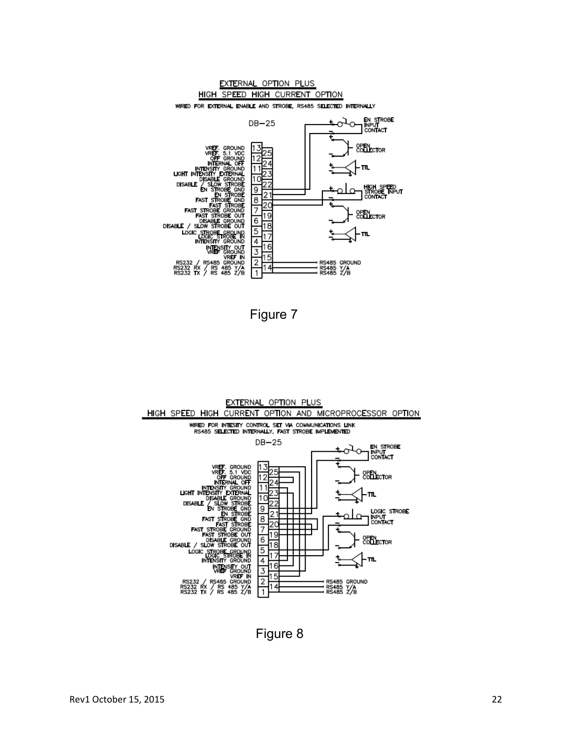EXTERNAL OPTION PLUS
HIGH SPEED HIGH CURRENT OPTION
WIRED FOR EXTERNAL ENABLE AND STROBE, RS485 SELECTED INTERNALLY

DB-25

VREF. GROUND
VREF. 5.1 VDC
OFF GROUND
INTERNAL OFF
INTENSITY GROUND
LIGHT INTENSITY EXTERNAL
DISABLE GROUND
DISABLE / SLOW STROBE
EN STROBE GND
EN STROBE
FAST STROBE GND
FAST STROBE
FAST STROBE GROUND
FAST STROBE OUT
DISABLE GROUND
DISABLE / SLOW STROBE OUT
LOGIC STROBE GROUND
LOGIC STROBE IN
INTENSITY GROUND
INTENSITY OUT
VREF GROUND
VREF IN
RS232 / RS485 GROUND
RS232 RX / RS 485 Y/A
RS232 TX / RS 485 Z/B

13 25 12 24 11 23 10 22 9 21 8 20 7 19 6 18 5 17 4 16 3 15 2 14 1

EN STROBE INPUT CONTACT
OPEN COLLECTOR
TTL
HIGH SPEED STROBE INPUT CONTACT
OPEN COLLECTOR
TTL
RS485 GROUND
RS485 Y/A
RS485 Z/B

Figure 7

EXTERNAL OPTION PLUS
HIGH SPEED HIGH CURRENT OPTION AND MICROPROCESSOR OPTION
WIRED FOR INTESITY CONTROL SET VIA COMMUNICATIONS LINK
RS485 SELECTED INTERNALLY, FAST STROBE IMPLEMENTED

DB-25

VREF. GROUND
VREF. 5.1 VDC
OFF GROUND
INTERNAL OFF
INTENSITY GROUND
LIGHT INTENSITY EXTERNAL
DISABLE GROUND
DISABLE / SLOW STROBE
EN STROBE GND
EN STROBE
FAST STROBE GND
FAST STROBE
FAST STROBE GROUND
FAST STROBE OUT
DISABLE GROUND
DISABLE / SLOW STROBE OUT
LOGIC STROBE GROUND
LOGIC STROBE IN
INTENSITY GROUND
INTENSITY OUT
VREF GROUND
VREF IN
RS232 / RS485 GROUND
RS232 RX / RS 485 Y/A
RS232 TX / RS 485 Z/B

13 25 12 24 11 23 10 22 9 21 8 20 7 19 6 18 5 17 4 16 3 15 2 14 1

EN STROBE INPUT CONTACT
OPEN COLLECTOR
TTL
LOGIC STROBE INPUT CONTACT
OPEN COLLECTOR
TTL
RS485 GROUND
RS485 Y/A
RS485 Z/B

Figure 8

Rev1 October 15, 2015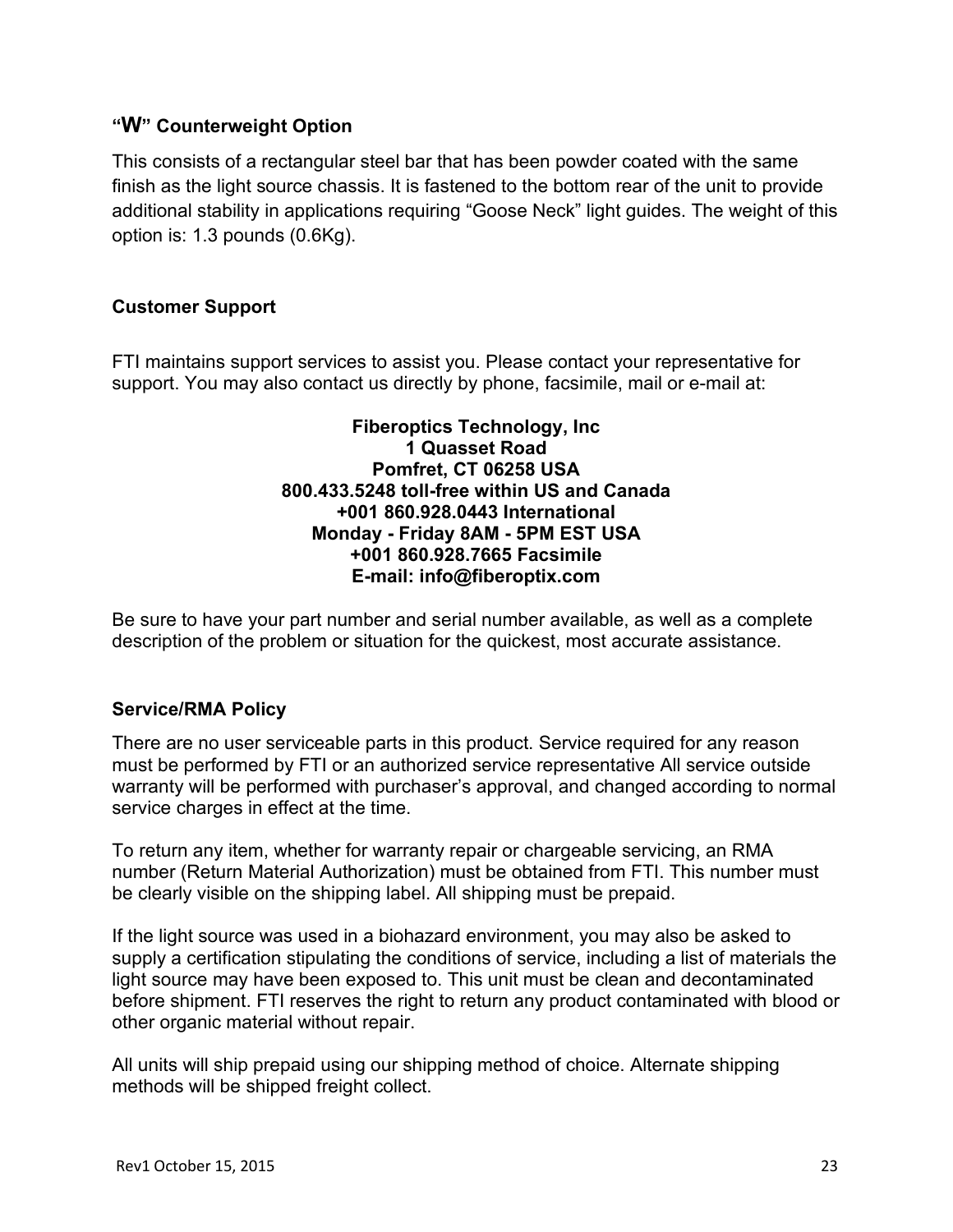### “W” Counterweight Option

This consists of a rectangular steel bar that has been powder coated with the same finish as the light source chassis. It is fastened to the bottom rear of the unit to provide additional stability in applications requiring “Goose Neck” light guides. The weight of this option is: 1.3 pounds (0.6Kg).

### Customer Support

FTI maintains support services to assist you. Please contact your representative for support. You may also contact us directly by phone, facsimile, mail or e-mail at:

**Fiberoptics Technology, Inc**
**1 Quasset Road**
**Pomfret, CT 06258 USA**
**800.433.5248 toll-free within US and Canada**
**+001 860.928.0443 International**
**Monday - Friday 8AM - 5PM EST USA**
**+001 860.928.7665 Facsimile**
**E-mail: info@fiberoptix.com**

Be sure to have your part number and serial number available, as well as a complete description of the problem or situation for the quickest, most accurate assistance.

### Service/RMA Policy

There are no user serviceable parts in this product. Service required for any reason must be performed by FTI or an authorized service representative All service outside warranty will be performed with purchaser’s approval, and changed according to normal service charges in effect at the time.

To return any item, whether for warranty repair or chargeable servicing, an RMA number (Return Material Authorization) must be obtained from FTI. This number must be clearly visible on the shipping label. All shipping must be prepaid.

If the light source was used in a biohazard environment, you may also be asked to supply a certification stipulating the conditions of service, including a list of materials the light source may have been exposed to. This unit must be clean and decontaminated before shipment. FTI reserves the right to return any product contaminated with blood or other organic material without repair.

All units will ship prepaid using our shipping method of choice. Alternate shipping methods will be shipped freight collect.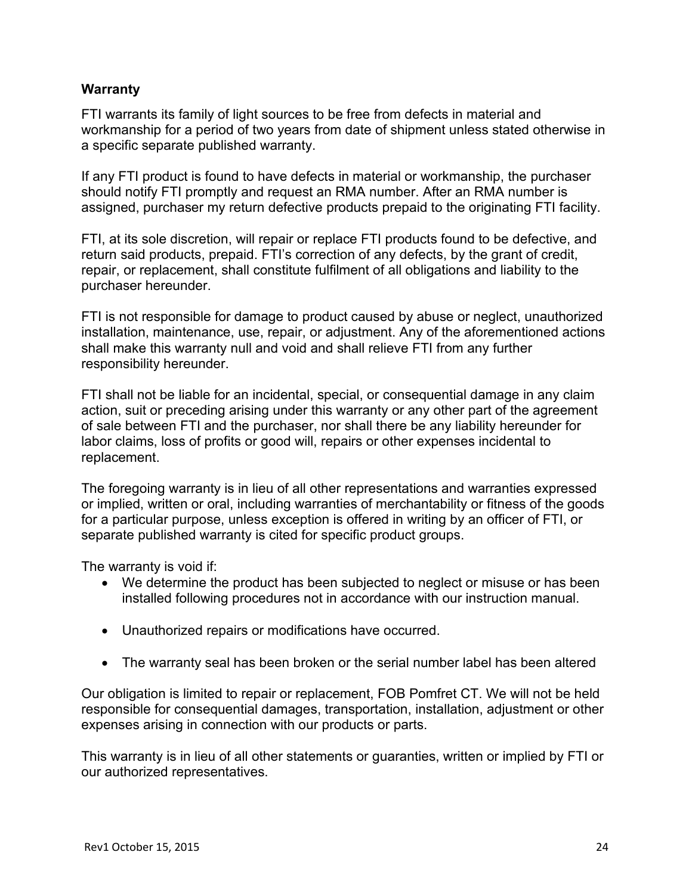**Warranty**

FTI warrants its family of light sources to be free from defects in material and workmanship for a period of two years from date of shipment unless stated otherwise in a specific separate published warranty.

If any FTI product is found to have defects in material or workmanship, the purchaser should notify FTI promptly and request an RMA number. After an RMA number is assigned, purchaser my return defective products prepaid to the originating FTI facility.

FTI, at its sole discretion, will repair or replace FTI products found to be defective, and return said products, prepaid. FTI's correction of any defects, by the grant of credit, repair, or replacement, shall constitute fulfilment of all obligations and liability to the purchaser hereunder.

FTI is not responsible for damage to product caused by abuse or neglect, unauthorized installation, maintenance, use, repair, or adjustment. Any of the aforementioned actions shall make this warranty null and void and shall relieve FTI from any further responsibility hereunder.

FTI shall not be liable for an incidental, special, or consequential damage in any claim action, suit or preceding arising under this warranty or any other part of the agreement of sale between FTI and the purchaser, nor shall there be any liability hereunder for labor claims, loss of profits or good will, repairs or other expenses incidental to replacement.

The foregoing warranty is in lieu of all other representations and warranties expressed or implied, written or oral, including warranties of merchantability or fitness of the goods for a particular purpose, unless exception is offered in writing by an officer of FTI, or separate published warranty is cited for specific product groups.

The warranty is void if:

- We determine the product has been subjected to neglect or misuse or has been installed following procedures not in accordance with our instruction manual.
- Unauthorized repairs or modifications have occurred.
- The warranty seal has been broken or the serial number label has been altered

Our obligation is limited to repair or replacement, FOB Pomfret CT. We will not be held responsible for consequential damages, transportation, installation, adjustment or other expenses arising in connection with our products or parts.

This warranty is in lieu of all other statements or guaranties, written or implied by FTI or our authorized representatives.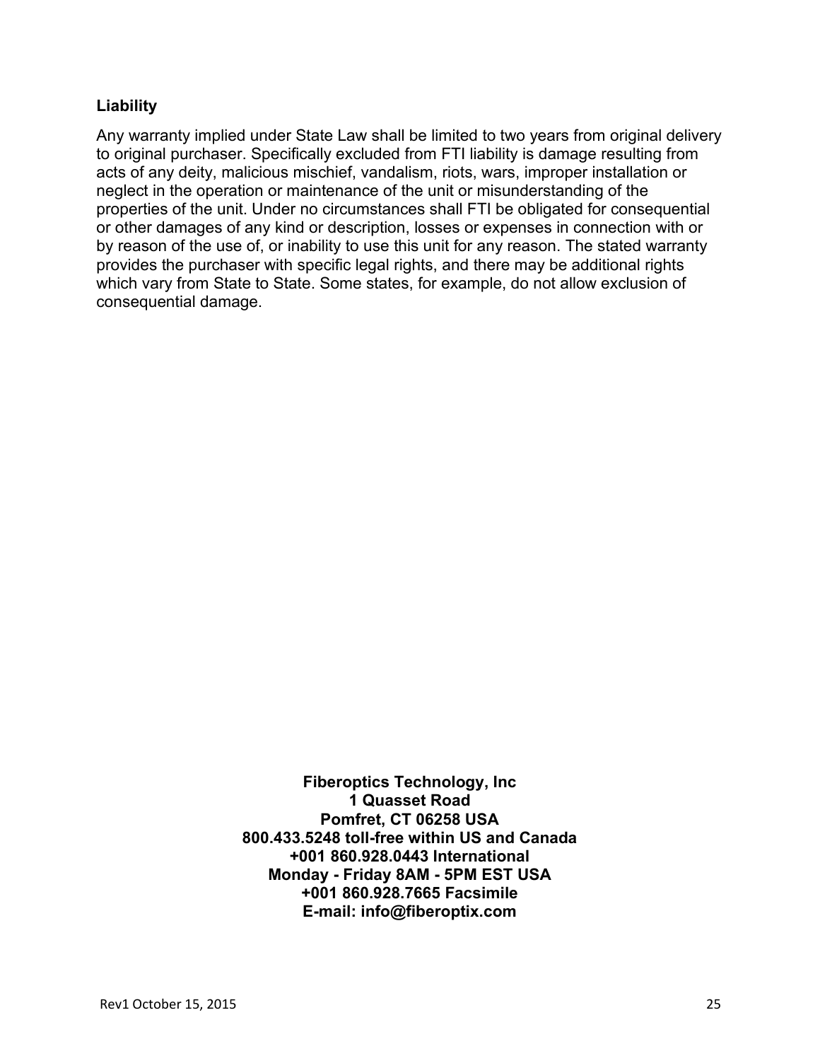## Liability

Any warranty implied under State Law shall be limited to two years from original delivery to original purchaser. Specifically excluded from FTI liability is damage resulting from acts of any deity, malicious mischief, vandalism, riots, wars, improper installation or neglect in the operation or maintenance of the unit or misunderstanding of the properties of the unit. Under no circumstances shall FTI be obligated for consequential or other damages of any kind or description, losses or expenses in connection with or by reason of the use of, or inability to use this unit for any reason. The stated warranty provides the purchaser with specific legal rights, and there may be additional rights which vary from State to State. Some states, for example, do not allow exclusion of consequential damage.

**Fiberoptics Technology, Inc**
**1 Quasset Road**
**Pomfret, CT 06258 USA**
**800.433.5248 toll-free within US and Canada**
**+001 860.928.0443 International**
**Monday - Friday 8AM - 5PM EST USA**
**+001 860.928.7665 Facsimile**
**E-mail: info@fiberoptix.com**

Rev1 October 15, 2015